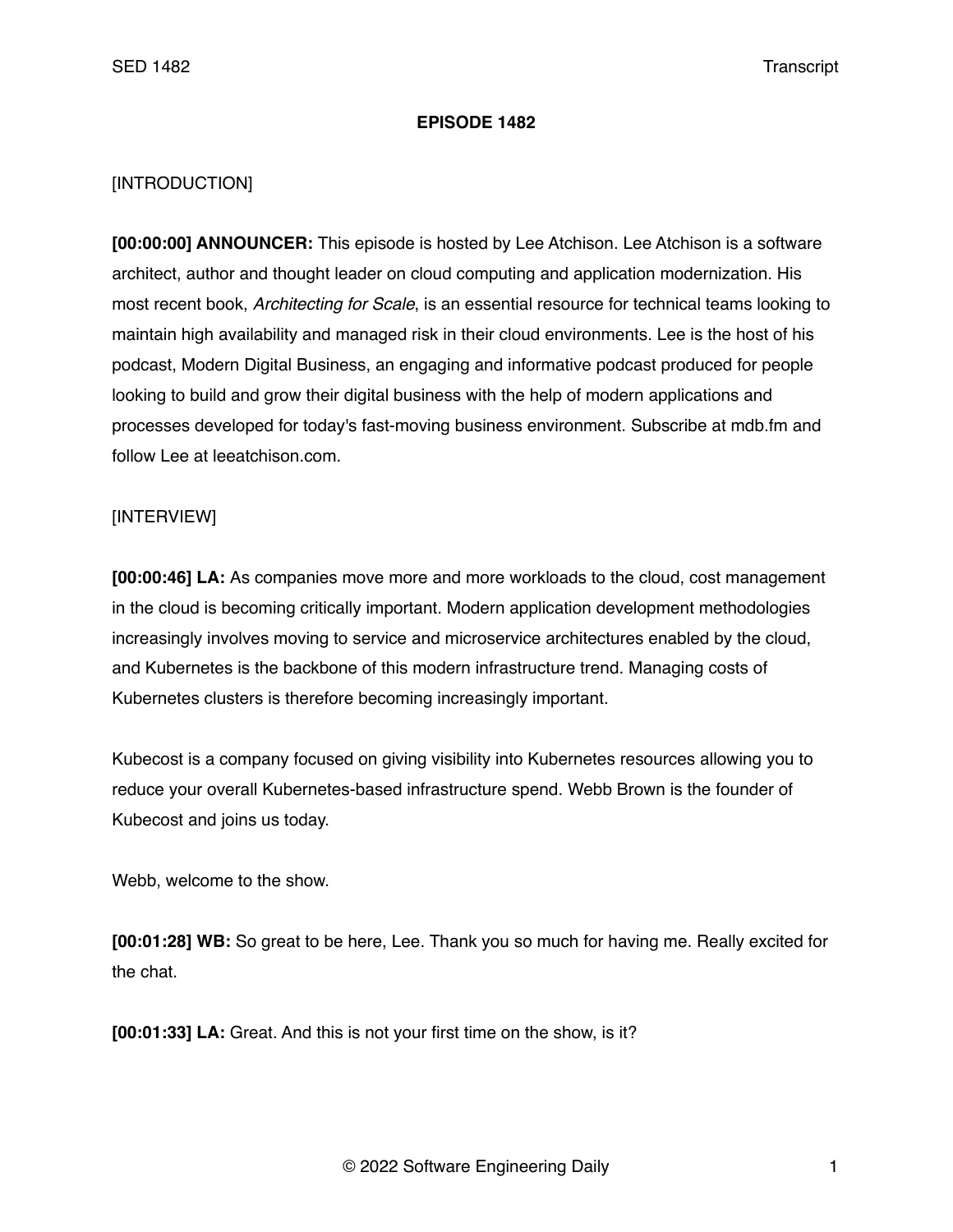# EPISODE 1482

[INTRODUCTION]

**[00:00:00] ANNOUNCER:** This episode is hosted by Lee Atchison. Lee Atchison is a software architect, author and thought leader on cloud computing and application modernization. His most recent book, *Architecting for Scale*, is an essential resource for technical teams looking to maintain high availability and managed risk in their cloud environments. Lee is the host of his podcast, Modern Digital Business, an engaging and informative podcast produced for people looking to build and grow their digital business with the help of modern applications and processes developed for today's fast-moving business environment. Subscribe at mdb.fm and follow Lee at leeatchison.com.

[INTERVIEW]

**[00:00:46] LA:** As companies move more and more workloads to the cloud, cost management in the cloud is becoming critically important. Modern application development methodologies increasingly involves moving to service and microservice architectures enabled by the cloud, and Kubernetes is the backbone of this modern infrastructure trend. Managing costs of Kubernetes clusters is therefore becoming increasingly important.

Kubecost is a company focused on giving visibility into Kubernetes resources allowing you to reduce your overall Kubernetes-based infrastructure spend. Webb Brown is the founder of Kubecost and joins us today.

Webb, welcome to the show.

**[00:01:28] WB:** So great to be here, Lee. Thank you so much for having me. Really excited for the chat.

**[00:01:33] LA:** Great. And this is not your first time on the show, is it?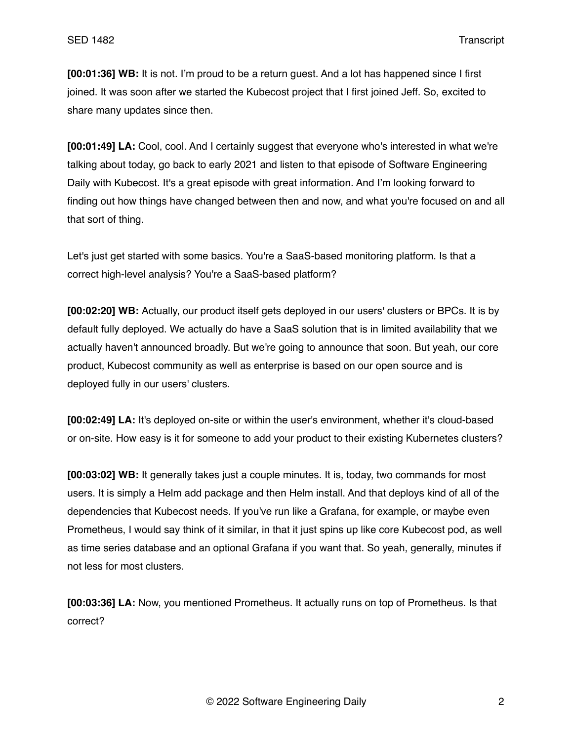**[00:01:36] WB:** It is not. I'm proud to be a return guest. And a lot has happened since I first joined. It was soon after we started the Kubecost project that I first joined Jeff. So, excited to share many updates since then.

**[00:01:49] LA:** Cool, cool. And I certainly suggest that everyone who's interested in what we're talking about today, go back to early 2021 and listen to that episode of Software Engineering Daily with Kubecost. It's a great episode with great information. And I'm looking forward to finding out how things have changed between then and now, and what you're focused on and all that sort of thing.

Let's just get started with some basics. You're a SaaS-based monitoring platform. Is that a correct high-level analysis? You're a SaaS-based platform?

**[00:02:20] WB:** Actually, our product itself gets deployed in our users' clusters or BPCs. It is by default fully deployed. We actually do have a SaaS solution that is in limited availability that we actually haven't announced broadly. But we're going to announce that soon. But yeah, our core product, Kubecost community as well as enterprise is based on our open source and is deployed fully in our users' clusters.

**[00:02:49] LA:** It's deployed on-site or within the user's environment, whether it's cloud-based or on-site. How easy is it for someone to add your product to their existing Kubernetes clusters?

**[00:03:02] WB:** It generally takes just a couple minutes. It is, today, two commands for most users. It is simply a Helm add package and then Helm install. And that deploys kind of all of the dependencies that Kubecost needs. If you've run like a Grafana, for example, or maybe even Prometheus, I would say think of it similar, in that it just spins up like core Kubecost pod, as well as time series database and an optional Grafana if you want that. So yeah, generally, minutes if not less for most clusters.

**[00:03:36] LA:** Now, you mentioned Prometheus. It actually runs on top of Prometheus. Is that correct?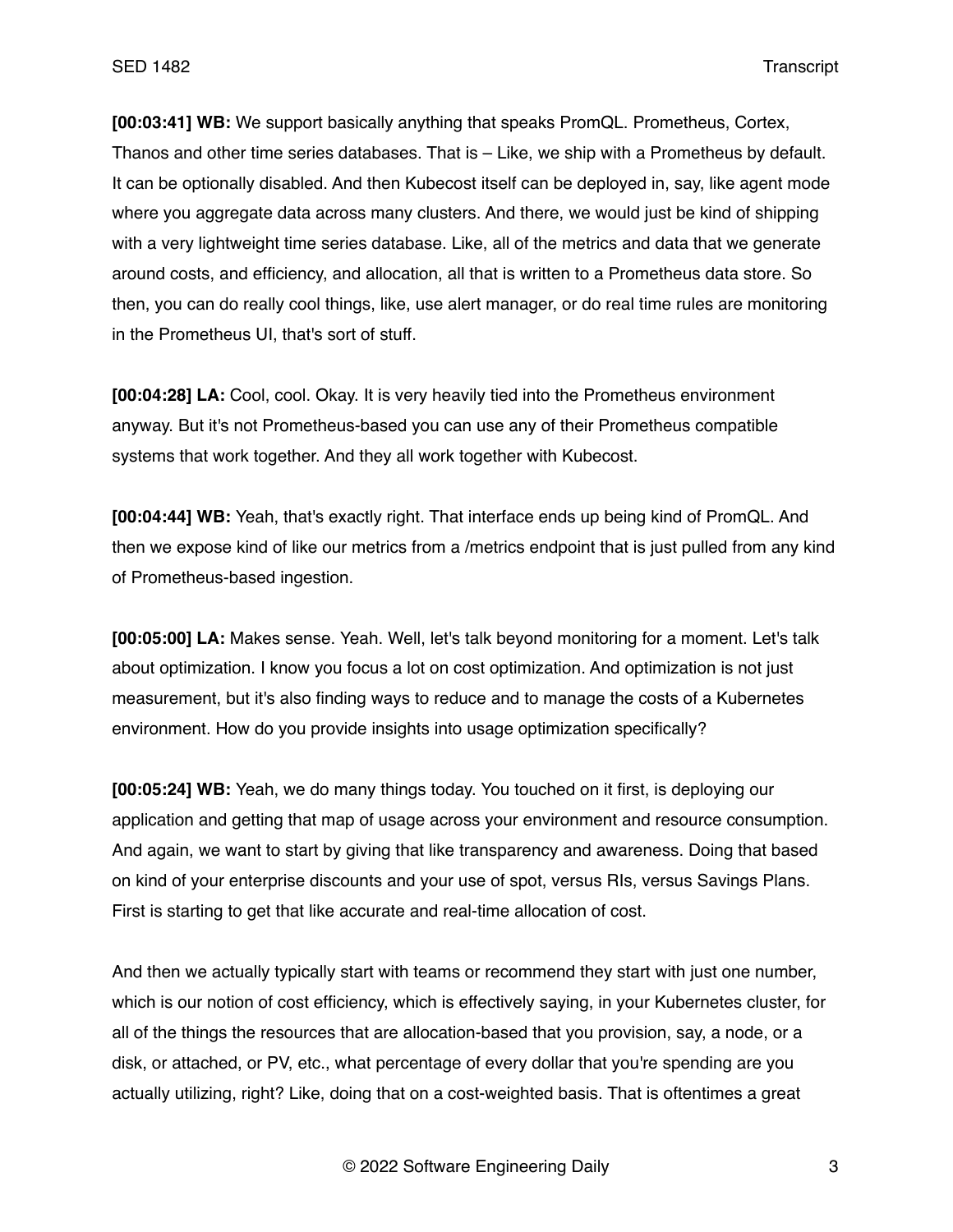**[00:03:41] WB:** We support basically anything that speaks PromQL. Prometheus, Cortex, Thanos and other time series databases. That is – Like, we ship with a Prometheus by default. It can be optionally disabled. And then Kubecost itself can be deployed in, say, like agent mode where you aggregate data across many clusters. And there, we would just be kind of shipping with a very lightweight time series database. Like, all of the metrics and data that we generate around costs, and efficiency, and allocation, all that is written to a Prometheus data store. So then, you can do really cool things, like, use alert manager, or do real time rules are monitoring in the Prometheus UI, that's sort of stuff.

**[00:04:28] LA:** Cool, cool. Okay. It is very heavily tied into the Prometheus environment anyway. But it's not Prometheus-based you can use any of their Prometheus compatible systems that work together. And they all work together with Kubecost.

**[00:04:44] WB:** Yeah, that's exactly right. That interface ends up being kind of PromQL. And then we expose kind of like our metrics from a /metrics endpoint that is just pulled from any kind of Prometheus-based ingestion.

**[00:05:00] LA:** Makes sense. Yeah. Well, let's talk beyond monitoring for a moment. Let's talk about optimization. I know you focus a lot on cost optimization. And optimization is not just measurement, but it's also finding ways to reduce and to manage the costs of a Kubernetes environment. How do you provide insights into usage optimization specifically?

**[00:05:24] WB:** Yeah, we do many things today. You touched on it first, is deploying our application and getting that map of usage across your environment and resource consumption. And again, we want to start by giving that like transparency and awareness. Doing that based on kind of your enterprise discounts and your use of spot, versus RIs, versus Savings Plans. First is starting to get that like accurate and real-time allocation of cost.

And then we actually typically start with teams or recommend they start with just one number, which is our notion of cost efficiency, which is effectively saying, in your Kubernetes cluster, for all of the things the resources that are allocation-based that you provision, say, a node, or a disk, or attached, or PV, etc., what percentage of every dollar that you're spending are you actually utilizing, right? Like, doing that on a cost-weighted basis. That is oftentimes a great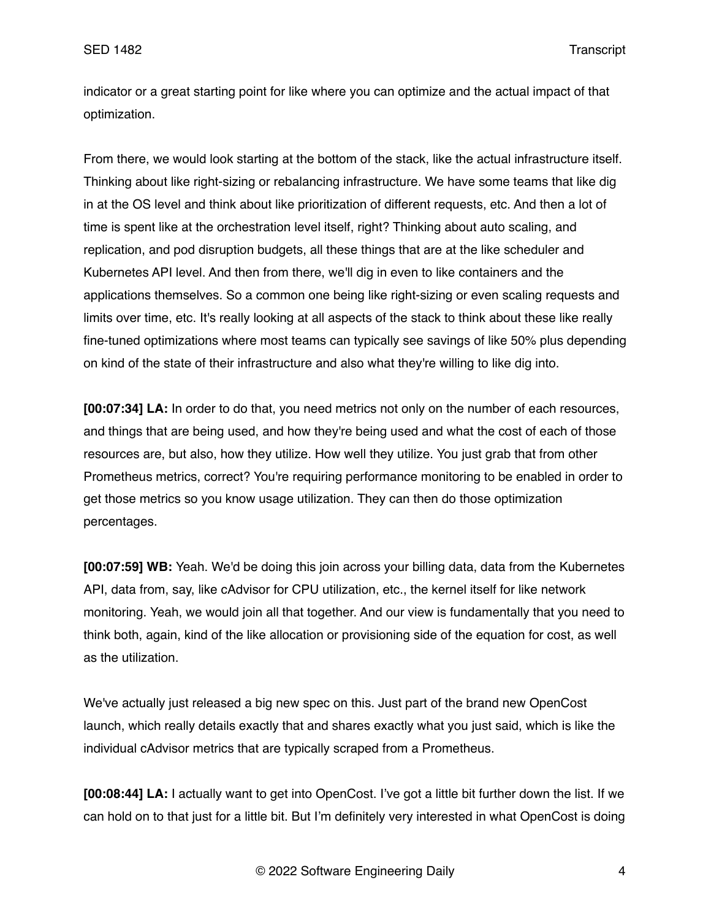indicator or a great starting point for like where you can optimize and the actual impact of that optimization.

From there, we would look starting at the bottom of the stack, like the actual infrastructure itself. Thinking about like right-sizing or rebalancing infrastructure. We have some teams that like dig in at the OS level and think about like prioritization of different requests, etc. And then a lot of time is spent like at the orchestration level itself, right? Thinking about auto scaling, and replication, and pod disruption budgets, all these things that are at the like scheduler and Kubernetes API level. And then from there, we'll dig in even to like containers and the applications themselves. So a common one being like right-sizing or even scaling requests and limits over time, etc. It's really looking at all aspects of the stack to think about these like really fine-tuned optimizations where most teams can typically see savings of like 50% plus depending on kind of the state of their infrastructure and also what they're willing to like dig into.

**[00:07:34] LA:** In order to do that, you need metrics not only on the number of each resources, and things that are being used, and how they're being used and what the cost of each of those resources are, but also, how they utilize. How well they utilize. You just grab that from other Prometheus metrics, correct? You're requiring performance monitoring to be enabled in order to get those metrics so you know usage utilization. They can then do those optimization percentages.

**[00:07:59] WB:** Yeah. We'd be doing this join across your billing data, data from the Kubernetes API, data from, say, like cAdvisor for CPU utilization, etc., the kernel itself for like network monitoring. Yeah, we would join all that together. And our view is fundamentally that you need to think both, again, kind of the like allocation or provisioning side of the equation for cost, as well as the utilization.

We've actually just released a big new spec on this. Just part of the brand new OpenCost launch, which really details exactly that and shares exactly what you just said, which is like the individual cAdvisor metrics that are typically scraped from a Prometheus.

**[00:08:44] LA:** I actually want to get into OpenCost. I've got a little bit further down the list. If we can hold on to that just for a little bit. But I'm definitely very interested in what OpenCost is doing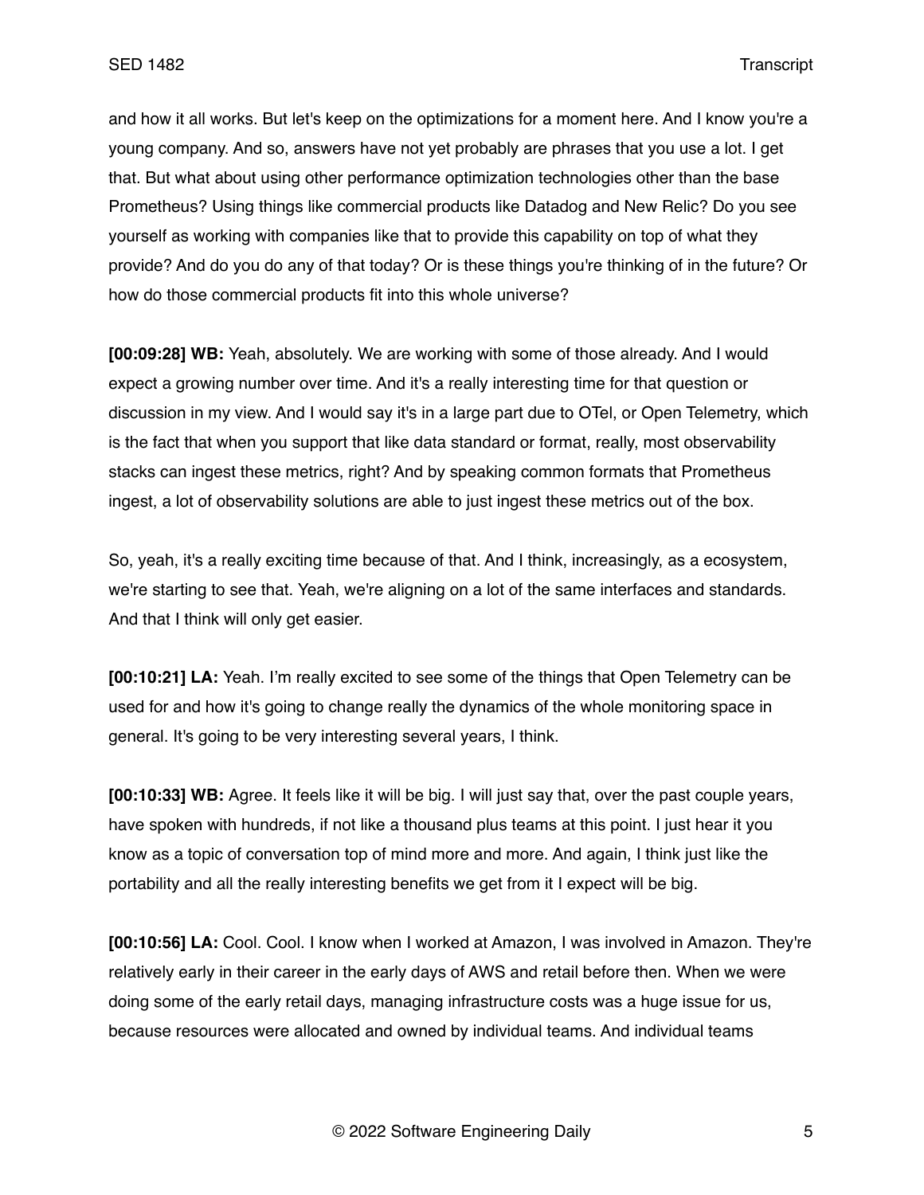and how it all works. But let's keep on the optimizations for a moment here. And I know you're a young company. And so, answers have not yet probably are phrases that you use a lot. I get that. But what about using other performance optimization technologies other than the base Prometheus? Using things like commercial products like Datadog and New Relic? Do you see yourself as working with companies like that to provide this capability on top of what they provide? And do you do any of that today? Or is these things you're thinking of in the future? Or how do those commercial products fit into this whole universe?

**[00:09:28] WB:** Yeah, absolutely. We are working with some of those already. And I would expect a growing number over time. And it's a really interesting time for that question or discussion in my view. And I would say it's in a large part due to OTel, or Open Telemetry, which is the fact that when you support that like data standard or format, really, most observability stacks can ingest these metrics, right? And by speaking common formats that Prometheus ingest, a lot of observability solutions are able to just ingest these metrics out of the box.

So, yeah, it's a really exciting time because of that. And I think, increasingly, as a ecosystem, we're starting to see that. Yeah, we're aligning on a lot of the same interfaces and standards. And that I think will only get easier.

**[00:10:21] LA:** Yeah. I'm really excited to see some of the things that Open Telemetry can be used for and how it's going to change really the dynamics of the whole monitoring space in general. It's going to be very interesting several years, I think.

**[00:10:33] WB:** Agree. It feels like it will be big. I will just say that, over the past couple years, have spoken with hundreds, if not like a thousand plus teams at this point. I just hear it you know as a topic of conversation top of mind more and more. And again, I think just like the portability and all the really interesting benefits we get from it I expect will be big.

**[00:10:56] LA:** Cool. Cool. I know when I worked at Amazon, I was involved in Amazon. They're relatively early in their career in the early days of AWS and retail before then. When we were doing some of the early retail days, managing infrastructure costs was a huge issue for us, because resources were allocated and owned by individual teams. And individual teams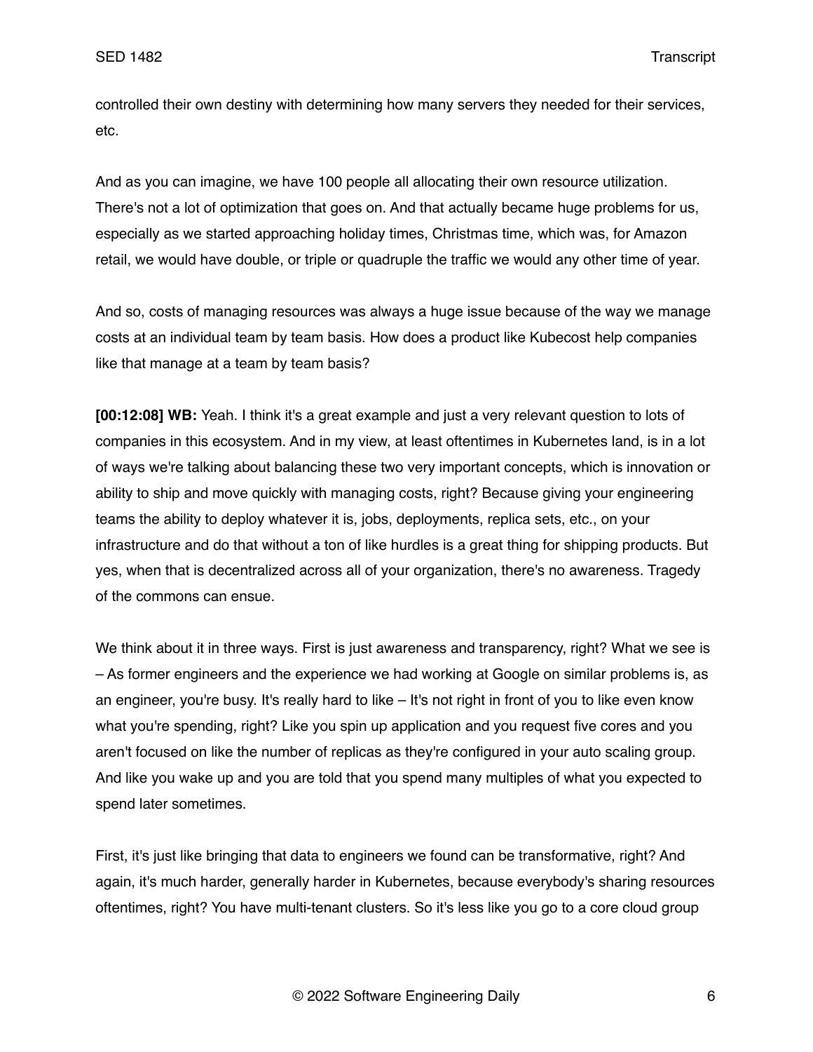controlled their own destiny with determining how many servers they needed for their services, etc.

And as you can imagine, we have 100 people all allocating their own resource utilization. There's not a lot of optimization that goes on. And that actually became huge problems for us, especially as we started approaching holiday times, Christmas time, which was, for Amazon retail, we would have double, or triple or quadruple the traffic we would any other time of year.

And so, costs of managing resources was always a huge issue because of the way we manage costs at an individual team by team basis. How does a product like Kubecost help companies like that manage at a team by team basis?

**[00:12:08] WB:** Yeah. I think it's a great example and just a very relevant question to lots of companies in this ecosystem. And in my view, at least oftentimes in Kubernetes land, is in a lot of ways we're talking about balancing these two very important concepts, which is innovation or ability to ship and move quickly with managing costs, right? Because giving your engineering teams the ability to deploy whatever it is, jobs, deployments, replica sets, etc., on your infrastructure and do that without a ton of like hurdles is a great thing for shipping products. But yes, when that is decentralized across all of your organization, there's no awareness. Tragedy of the commons can ensue.

We think about it in three ways. First is just awareness and transparency, right? What we see is – As former engineers and the experience we had working at Google on similar problems is, as an engineer, you're busy. It's really hard to like – It's not right in front of you to like even know what you're spending, right? Like you spin up application and you request five cores and you aren't focused on like the number of replicas as they're configured in your auto scaling group. And like you wake up and you are told that you spend many multiples of what you expected to spend later sometimes.

First, it's just like bringing that data to engineers we found can be transformative, right? And again, it's much harder, generally harder in Kubernetes, because everybody's sharing resources oftentimes, right? You have multi-tenant clusters. So it's less like you go to a core cloud group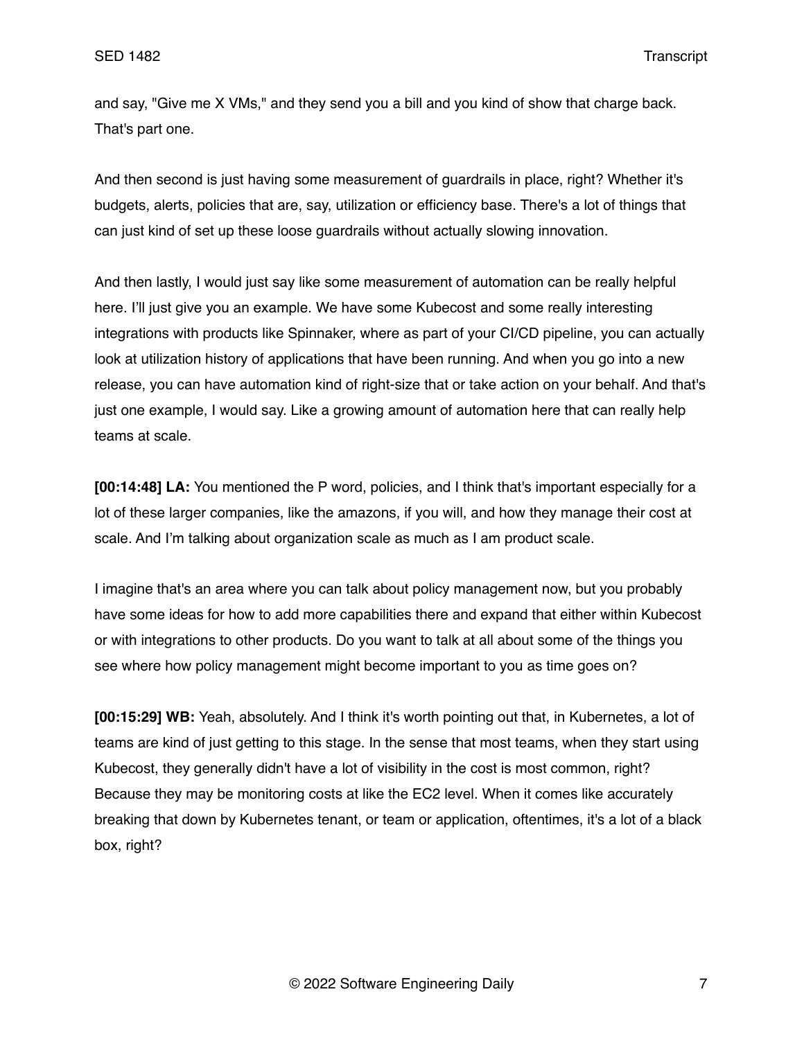and say, "Give me X VMs," and they send you a bill and you kind of show that charge back. That's part one.

And then second is just having some measurement of guardrails in place, right? Whether it's budgets, alerts, policies that are, say, utilization or efficiency base. There's a lot of things that can just kind of set up these loose guardrails without actually slowing innovation.

And then lastly, I would just say like some measurement of automation can be really helpful here. I'll just give you an example. We have some Kubecost and some really interesting integrations with products like Spinnaker, where as part of your CI/CD pipeline, you can actually look at utilization history of applications that have been running. And when you go into a new release, you can have automation kind of right-size that or take action on your behalf. And that's just one example, I would say. Like a growing amount of automation here that can really help teams at scale.

**[00:14:48] LA:** You mentioned the P word, policies, and I think that's important especially for a lot of these larger companies, like the amazons, if you will, and how they manage their cost at scale. And I'm talking about organization scale as much as I am product scale.

I imagine that's an area where you can talk about policy management now, but you probably have some ideas for how to add more capabilities there and expand that either within Kubecost or with integrations to other products. Do you want to talk at all about some of the things you see where how policy management might become important to you as time goes on?

**[00:15:29] WB:** Yeah, absolutely. And I think it's worth pointing out that, in Kubernetes, a lot of teams are kind of just getting to this stage. In the sense that most teams, when they start using Kubecost, they generally didn't have a lot of visibility in the cost is most common, right? Because they may be monitoring costs at like the EC2 level. When it comes like accurately breaking that down by Kubernetes tenant, or team or application, oftentimes, it's a lot of a black box, right?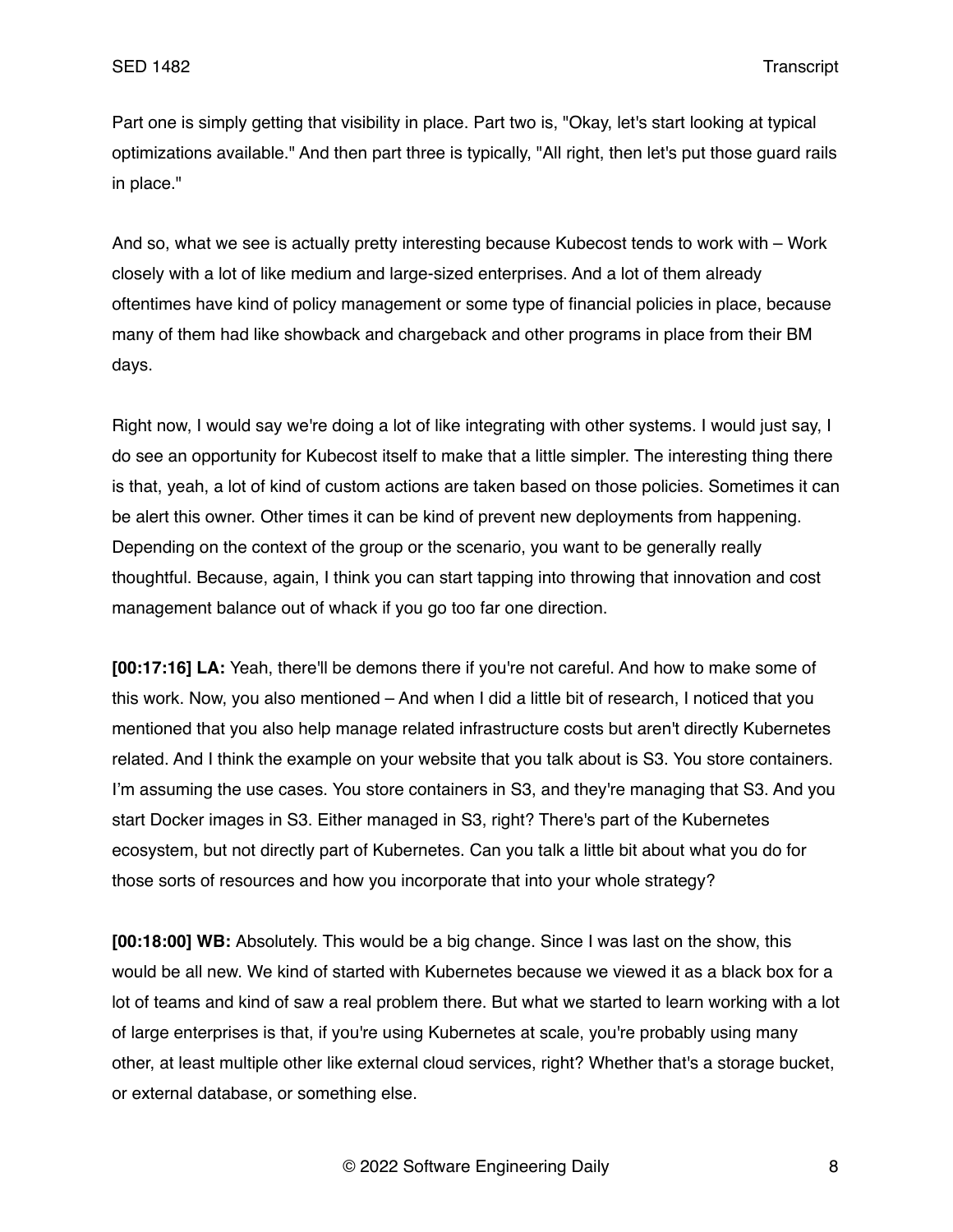Part one is simply getting that visibility in place. Part two is, "Okay, let's start looking at typical optimizations available." And then part three is typically, "All right, then let's put those guard rails in place."

And so, what we see is actually pretty interesting because Kubecost tends to work with – Work closely with a lot of like medium and large-sized enterprises. And a lot of them already oftentimes have kind of policy management or some type of financial policies in place, because many of them had like showback and chargeback and other programs in place from their BM days.

Right now, I would say we're doing a lot of like integrating with other systems. I would just say, I do see an opportunity for Kubecost itself to make that a little simpler. The interesting thing there is that, yeah, a lot of kind of custom actions are taken based on those policies. Sometimes it can be alert this owner. Other times it can be kind of prevent new deployments from happening. Depending on the context of the group or the scenario, you want to be generally really thoughtful. Because, again, I think you can start tapping into throwing that innovation and cost management balance out of whack if you go too far one direction.

**[00:17:16] LA:** Yeah, there'll be demons there if you're not careful. And how to make some of this work. Now, you also mentioned – And when I did a little bit of research, I noticed that you mentioned that you also help manage related infrastructure costs but aren't directly Kubernetes related. And I think the example on your website that you talk about is S3. You store containers. I'm assuming the use cases. You store containers in S3, and they're managing that S3. And you start Docker images in S3. Either managed in S3, right? There's part of the Kubernetes ecosystem, but not directly part of Kubernetes. Can you talk a little bit about what you do for those sorts of resources and how you incorporate that into your whole strategy?

**[00:18:00] WB:** Absolutely. This would be a big change. Since I was last on the show, this would be all new. We kind of started with Kubernetes because we viewed it as a black box for a lot of teams and kind of saw a real problem there. But what we started to learn working with a lot of large enterprises is that, if you're using Kubernetes at scale, you're probably using many other, at least multiple other like external cloud services, right? Whether that's a storage bucket, or external database, or something else.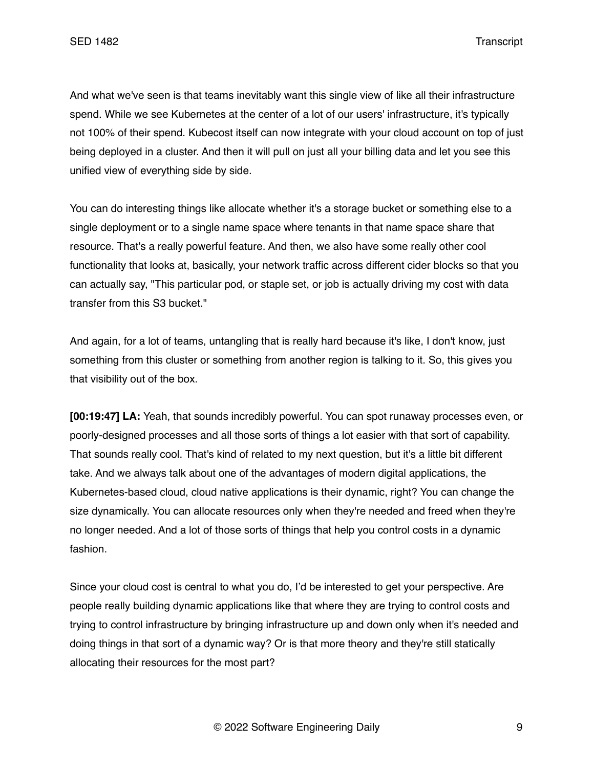And what we've seen is that teams inevitably want this single view of like all their infrastructure spend. While we see Kubernetes at the center of a lot of our users' infrastructure, it's typically not 100% of their spend. Kubecost itself can now integrate with your cloud account on top of just being deployed in a cluster. And then it will pull on just all your billing data and let you see this unified view of everything side by side.

You can do interesting things like allocate whether it's a storage bucket or something else to a single deployment or to a single name space where tenants in that name space share that resource. That's a really powerful feature. And then, we also have some really other cool functionality that looks at, basically, your network traffic across different cider blocks so that you can actually say, "This particular pod, or staple set, or job is actually driving my cost with data transfer from this S3 bucket."

And again, for a lot of teams, untangling that is really hard because it's like, I don't know, just something from this cluster or something from another region is talking to it. So, this gives you that visibility out of the box.

**[00:19:47] LA:** Yeah, that sounds incredibly powerful. You can spot runaway processes even, or poorly-designed processes and all those sorts of things a lot easier with that sort of capability. That sounds really cool. That's kind of related to my next question, but it's a little bit different take. And we always talk about one of the advantages of modern digital applications, the Kubernetes-based cloud, cloud native applications is their dynamic, right? You can change the size dynamically. You can allocate resources only when they're needed and freed when they're no longer needed. And a lot of those sorts of things that help you control costs in a dynamic fashion.

Since your cloud cost is central to what you do, I'd be interested to get your perspective. Are people really building dynamic applications like that where they are trying to control costs and trying to control infrastructure by bringing infrastructure up and down only when it's needed and doing things in that sort of a dynamic way? Or is that more theory and they're still statically allocating their resources for the most part?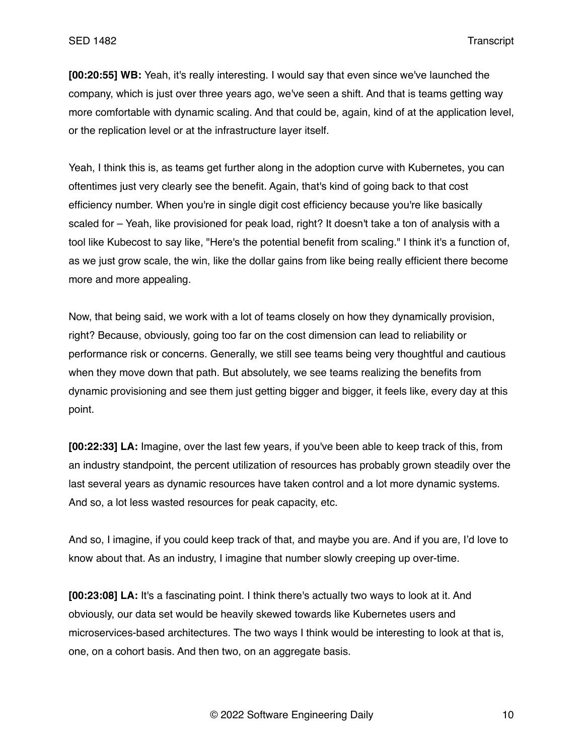**[00:20:55] WB:** Yeah, it's really interesting. I would say that even since we've launched the company, which is just over three years ago, we've seen a shift. And that is teams getting way more comfortable with dynamic scaling. And that could be, again, kind of at the application level, or the replication level or at the infrastructure layer itself.

Yeah, I think this is, as teams get further along in the adoption curve with Kubernetes, you can oftentimes just very clearly see the benefit. Again, that's kind of going back to that cost efficiency number. When you're in single digit cost efficiency because you're like basically scaled for – Yeah, like provisioned for peak load, right? It doesn't take a ton of analysis with a tool like Kubecost to say like, "Here's the potential benefit from scaling." I think it's a function of, as we just grow scale, the win, like the dollar gains from like being really efficient there become more and more appealing.

Now, that being said, we work with a lot of teams closely on how they dynamically provision, right? Because, obviously, going too far on the cost dimension can lead to reliability or performance risk or concerns. Generally, we still see teams being very thoughtful and cautious when they move down that path. But absolutely, we see teams realizing the benefits from dynamic provisioning and see them just getting bigger and bigger, it feels like, every day at this point.

**[00:22:33] LA:** Imagine, over the last few years, if you've been able to keep track of this, from an industry standpoint, the percent utilization of resources has probably grown steadily over the last several years as dynamic resources have taken control and a lot more dynamic systems. And so, a lot less wasted resources for peak capacity, etc.

And so, I imagine, if you could keep track of that, and maybe you are. And if you are, I'd love to know about that. As an industry, I imagine that number slowly creeping up over-time.

**[00:23:08] LA:** It's a fascinating point. I think there's actually two ways to look at it. And obviously, our data set would be heavily skewed towards like Kubernetes users and microservices-based architectures. The two ways I think would be interesting to look at that is, one, on a cohort basis. And then two, on an aggregate basis.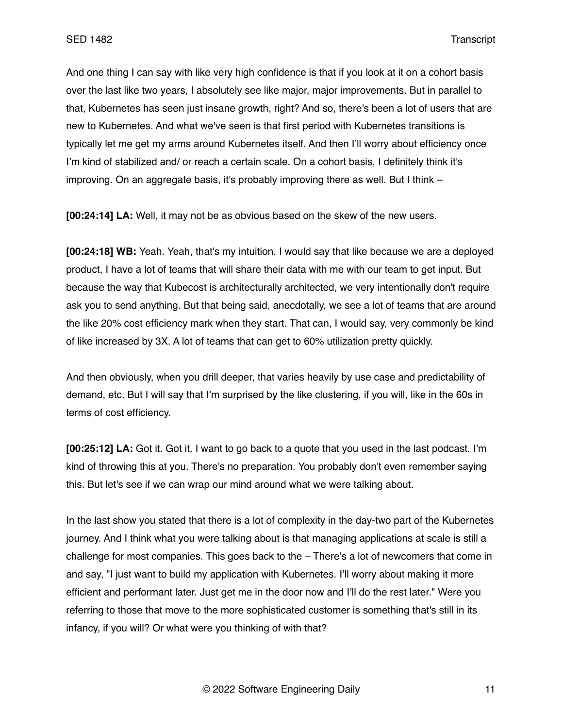And one thing I can say with like very high confidence is that if you look at it on a cohort basis over the last like two years, I absolutely see like major, major improvements. But in parallel to that, Kubernetes has seen just insane growth, right? And so, there's been a lot of users that are new to Kubernetes. And what we've seen is that first period with Kubernetes transitions is typically let me get my arms around Kubernetes itself. And then I'll worry about efficiency once I'm kind of stabilized and/ or reach a certain scale. On a cohort basis, I definitely think it's improving. On an aggregate basis, it's probably improving there as well. But I think –

**[00:24:14] LA:** Well, it may not be as obvious based on the skew of the new users.

**[00:24:18] WB:** Yeah. Yeah, that's my intuition. I would say that like because we are a deployed product, I have a lot of teams that will share their data with me with our team to get input. But because the way that Kubecost is architecturally architected, we very intentionally don't require ask you to send anything. But that being said, anecdotally, we see a lot of teams that are around the like 20% cost efficiency mark when they start. That can, I would say, very commonly be kind of like increased by 3X. A lot of teams that can get to 60% utilization pretty quickly.

And then obviously, when you drill deeper, that varies heavily by use case and predictability of demand, etc. But I will say that I'm surprised by the like clustering, if you will, like in the 60s in terms of cost efficiency.

**[00:25:12] LA:** Got it. Got it. I want to go back to a quote that you used in the last podcast. I'm kind of throwing this at you. There's no preparation. You probably don't even remember saying this. But let's see if we can wrap our mind around what we were talking about.

In the last show you stated that there is a lot of complexity in the day-two part of the Kubernetes journey. And I think what you were talking about is that managing applications at scale is still a challenge for most companies. This goes back to the – There's a lot of newcomers that come in and say, "I just want to build my application with Kubernetes. I'll worry about making it more efficient and performant later. Just get me in the door now and I'll do the rest later." Were you referring to those that move to the more sophisticated customer is something that's still in its infancy, if you will? Or what were you thinking of with that?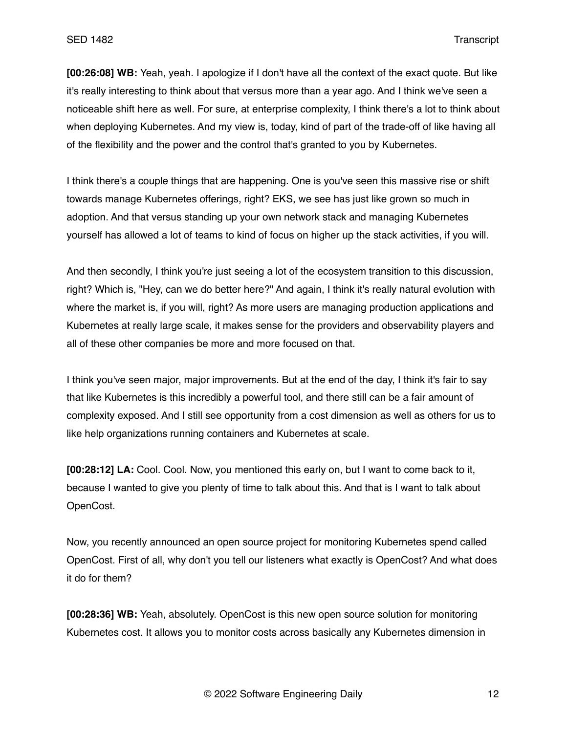**[00:26:08] WB:** Yeah, yeah. I apologize if I don't have all the context of the exact quote. But like it's really interesting to think about that versus more than a year ago. And I think we've seen a noticeable shift here as well. For sure, at enterprise complexity, I think there's a lot to think about when deploying Kubernetes. And my view is, today, kind of part of the trade-off of like having all of the flexibility and the power and the control that's granted to you by Kubernetes.

I think there's a couple things that are happening. One is you've seen this massive rise or shift towards manage Kubernetes offerings, right? EKS, we see has just like grown so much in adoption. And that versus standing up your own network stack and managing Kubernetes yourself has allowed a lot of teams to kind of focus on higher up the stack activities, if you will.

And then secondly, I think you're just seeing a lot of the ecosystem transition to this discussion, right? Which is, "Hey, can we do better here?" And again, I think it's really natural evolution with where the market is, if you will, right? As more users are managing production applications and Kubernetes at really large scale, it makes sense for the providers and observability players and all of these other companies be more and more focused on that.

I think you've seen major, major improvements. But at the end of the day, I think it's fair to say that like Kubernetes is this incredibly a powerful tool, and there still can be a fair amount of complexity exposed. And I still see opportunity from a cost dimension as well as others for us to like help organizations running containers and Kubernetes at scale.

**[00:28:12] LA:** Cool. Cool. Now, you mentioned this early on, but I want to come back to it, because I wanted to give you plenty of time to talk about this. And that is I want to talk about OpenCost.

Now, you recently announced an open source project for monitoring Kubernetes spend called OpenCost. First of all, why don't you tell our listeners what exactly is OpenCost? And what does it do for them?

**[00:28:36] WB:** Yeah, absolutely. OpenCost is this new open source solution for monitoring Kubernetes cost. It allows you to monitor costs across basically any Kubernetes dimension in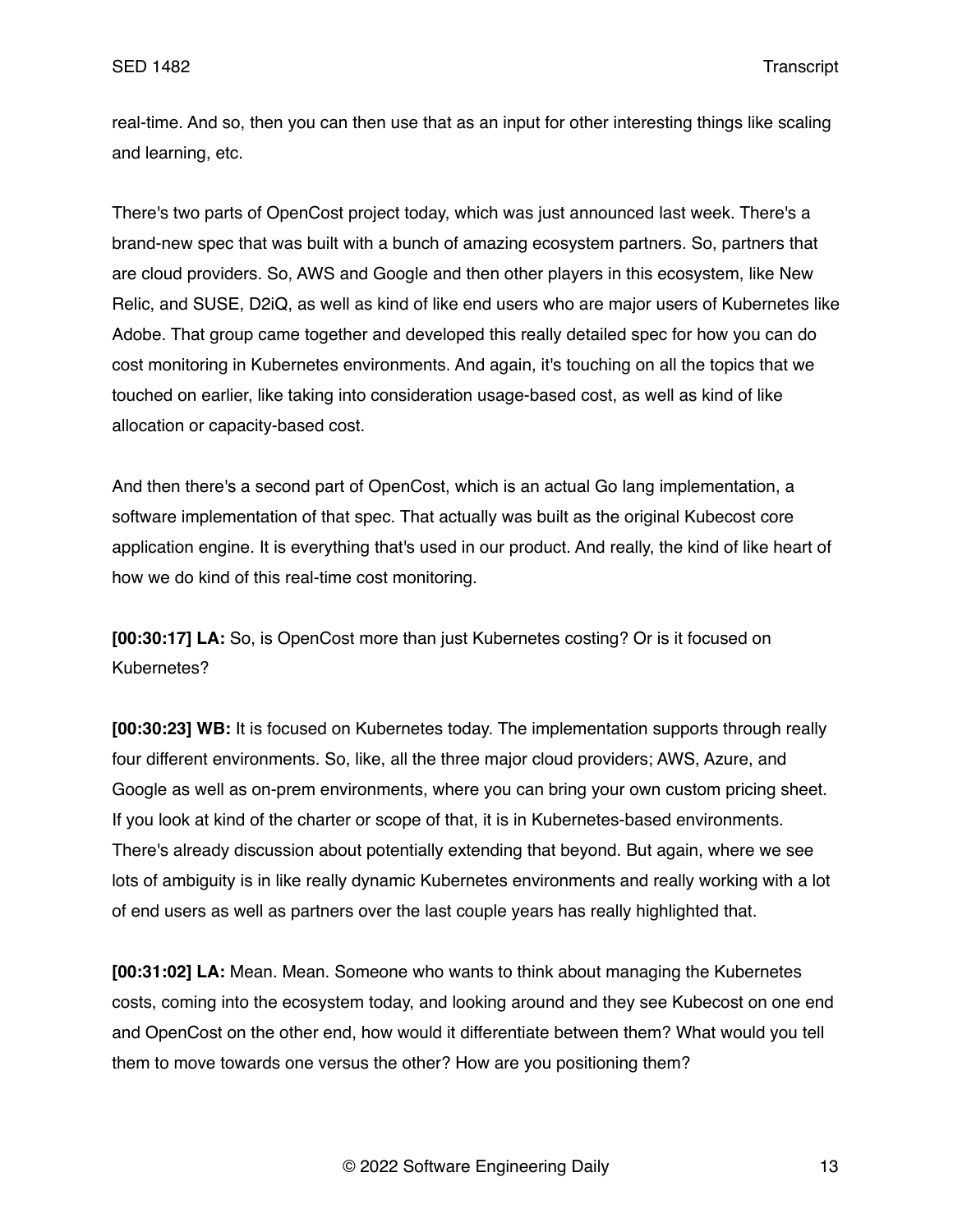real-time. And so, then you can then use that as an input for other interesting things like scaling and learning, etc.

There's two parts of OpenCost project today, which was just announced last week. There's a brand-new spec that was built with a bunch of amazing ecosystem partners. So, partners that are cloud providers. So, AWS and Google and then other players in this ecosystem, like New Relic, and SUSE, D2iQ, as well as kind of like end users who are major users of Kubernetes like Adobe. That group came together and developed this really detailed spec for how you can do cost monitoring in Kubernetes environments. And again, it's touching on all the topics that we touched on earlier, like taking into consideration usage-based cost, as well as kind of like allocation or capacity-based cost.

And then there's a second part of OpenCost, which is an actual Go lang implementation, a software implementation of that spec. That actually was built as the original Kubecost core application engine. It is everything that's used in our product. And really, the kind of like heart of how we do kind of this real-time cost monitoring.

**[00:30:17] LA:** So, is OpenCost more than just Kubernetes costing? Or is it focused on Kubernetes?

**[00:30:23] WB:** It is focused on Kubernetes today. The implementation supports through really four different environments. So, like, all the three major cloud providers; AWS, Azure, and Google as well as on-prem environments, where you can bring your own custom pricing sheet. If you look at kind of the charter or scope of that, it is in Kubernetes-based environments. There's already discussion about potentially extending that beyond. But again, where we see lots of ambiguity is in like really dynamic Kubernetes environments and really working with a lot of end users as well as partners over the last couple years has really highlighted that.

**[00:31:02] LA:** Mean. Mean. Someone who wants to think about managing the Kubernetes costs, coming into the ecosystem today, and looking around and they see Kubecost on one end and OpenCost on the other end, how would it differentiate between them? What would you tell them to move towards one versus the other? How are you positioning them?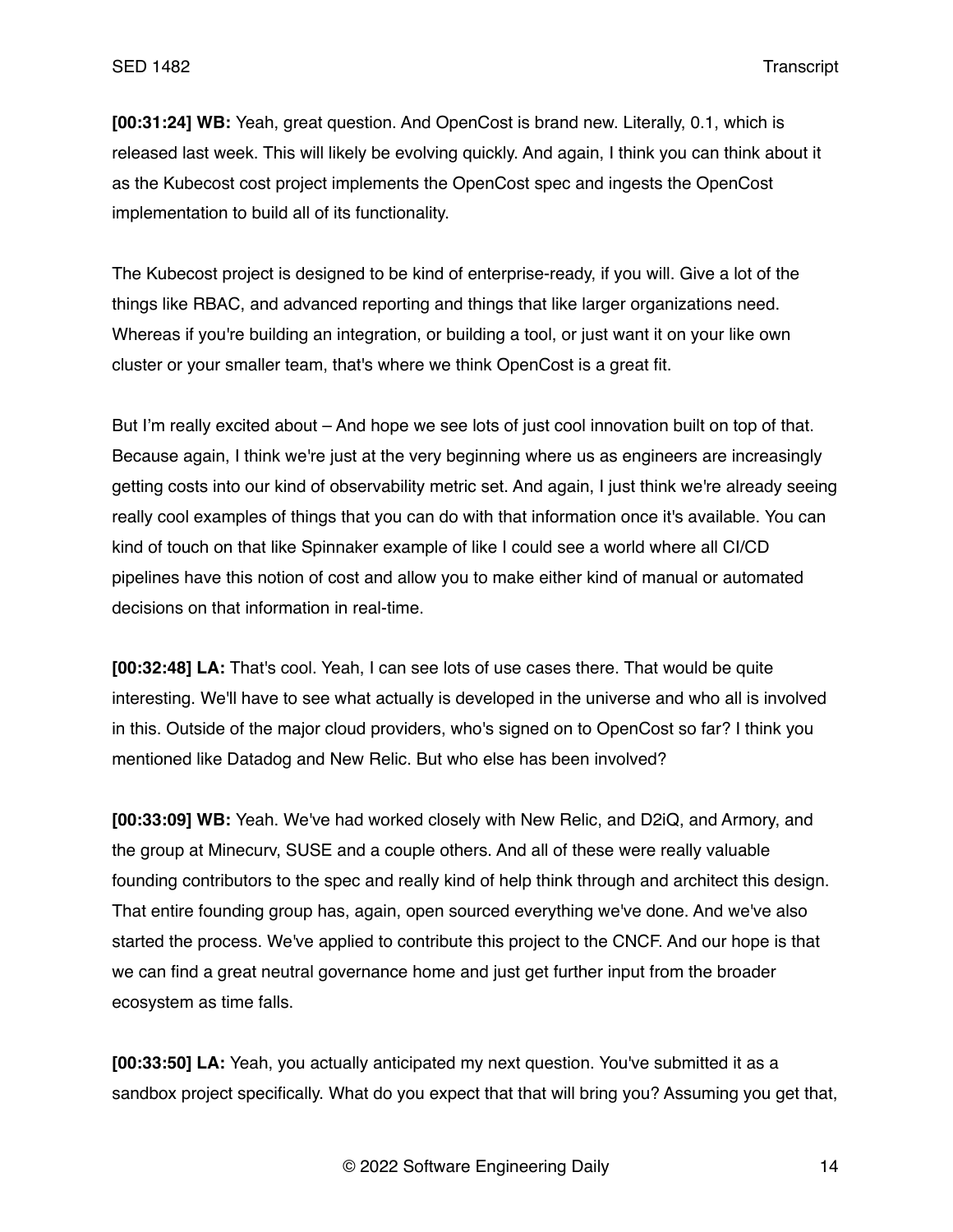**[00:31:24] WB:** Yeah, great question. And OpenCost is brand new. Literally, 0.1, which is released last week. This will likely be evolving quickly. And again, I think you can think about it as the Kubecost cost project implements the OpenCost spec and ingests the OpenCost implementation to build all of its functionality.

The Kubecost project is designed to be kind of enterprise-ready, if you will. Give a lot of the things like RBAC, and advanced reporting and things that like larger organizations need. Whereas if you're building an integration, or building a tool, or just want it on your like own cluster or your smaller team, that's where we think OpenCost is a great fit.

But I'm really excited about – And hope we see lots of just cool innovation built on top of that. Because again, I think we're just at the very beginning where us as engineers are increasingly getting costs into our kind of observability metric set. And again, I just think we're already seeing really cool examples of things that you can do with that information once it's available. You can kind of touch on that like Spinnaker example of like I could see a world where all CI/CD pipelines have this notion of cost and allow you to make either kind of manual or automated decisions on that information in real-time.

**[00:32:48] LA:** That's cool. Yeah, I can see lots of use cases there. That would be quite interesting. We'll have to see what actually is developed in the universe and who all is involved in this. Outside of the major cloud providers, who's signed on to OpenCost so far? I think you mentioned like Datadog and New Relic. But who else has been involved?

**[00:33:09] WB:** Yeah. We've had worked closely with New Relic, and D2iQ, and Armory, and the group at Minecurv, SUSE and a couple others. And all of these were really valuable founding contributors to the spec and really kind of help think through and architect this design. That entire founding group has, again, open sourced everything we've done. And we've also started the process. We've applied to contribute this project to the CNCF. And our hope is that we can find a great neutral governance home and just get further input from the broader ecosystem as time falls.

**[00:33:50] LA:** Yeah, you actually anticipated my next question. You've submitted it as a sandbox project specifically. What do you expect that that will bring you? Assuming you get that,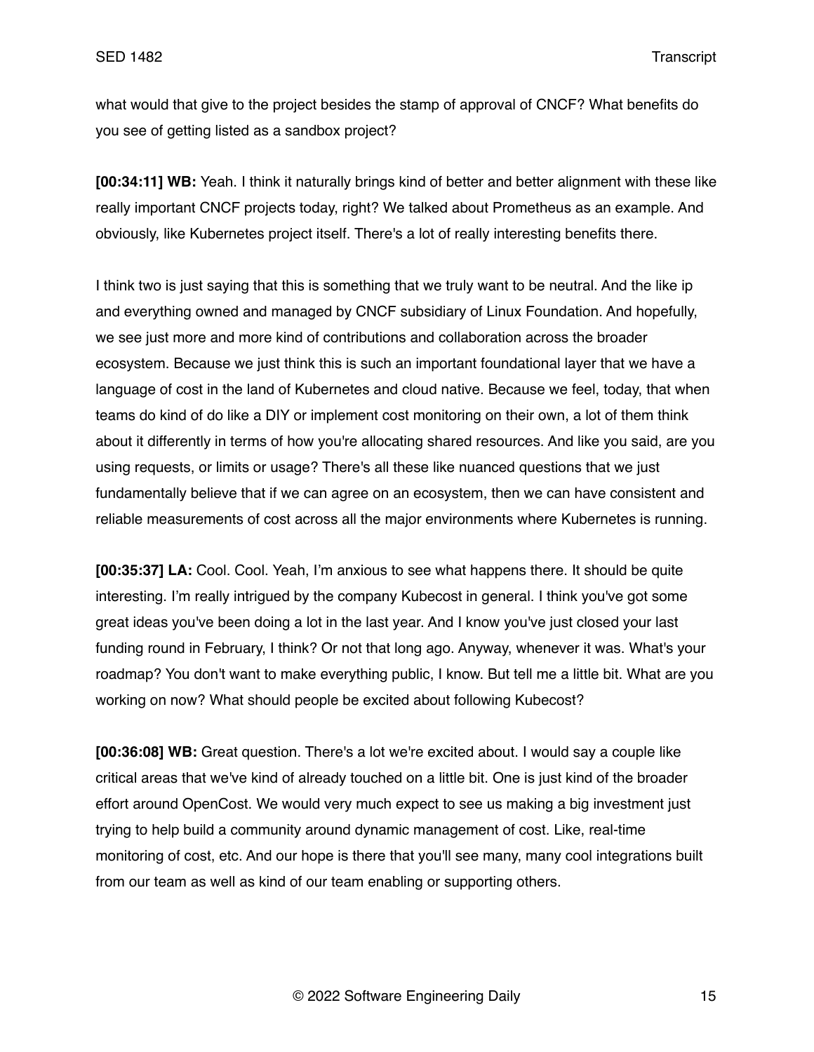what would that give to the project besides the stamp of approval of CNCF? What benefits do you see of getting listed as a sandbox project?

**[00:34:11] WB:** Yeah. I think it naturally brings kind of better and better alignment with these like really important CNCF projects today, right? We talked about Prometheus as an example. And obviously, like Kubernetes project itself. There's a lot of really interesting benefits there.

I think two is just saying that this is something that we truly want to be neutral. And the like ip and everything owned and managed by CNCF subsidiary of Linux Foundation. And hopefully, we see just more and more kind of contributions and collaboration across the broader ecosystem. Because we just think this is such an important foundational layer that we have a language of cost in the land of Kubernetes and cloud native. Because we feel, today, that when teams do kind of do like a DIY or implement cost monitoring on their own, a lot of them think about it differently in terms of how you're allocating shared resources. And like you said, are you using requests, or limits or usage? There's all these like nuanced questions that we just fundamentally believe that if we can agree on an ecosystem, then we can have consistent and reliable measurements of cost across all the major environments where Kubernetes is running.

**[00:35:37] LA:** Cool. Cool. Yeah, I'm anxious to see what happens there. It should be quite interesting. I'm really intrigued by the company Kubecost in general. I think you've got some great ideas you've been doing a lot in the last year. And I know you've just closed your last funding round in February, I think? Or not that long ago. Anyway, whenever it was. What's your roadmap? You don't want to make everything public, I know. But tell me a little bit. What are you working on now? What should people be excited about following Kubecost?

**[00:36:08] WB:** Great question. There's a lot we're excited about. I would say a couple like critical areas that we've kind of already touched on a little bit. One is just kind of the broader effort around OpenCost. We would very much expect to see us making a big investment just trying to help build a community around dynamic management of cost. Like, real-time monitoring of cost, etc. And our hope is there that you'll see many, many cool integrations built from our team as well as kind of our team enabling or supporting others.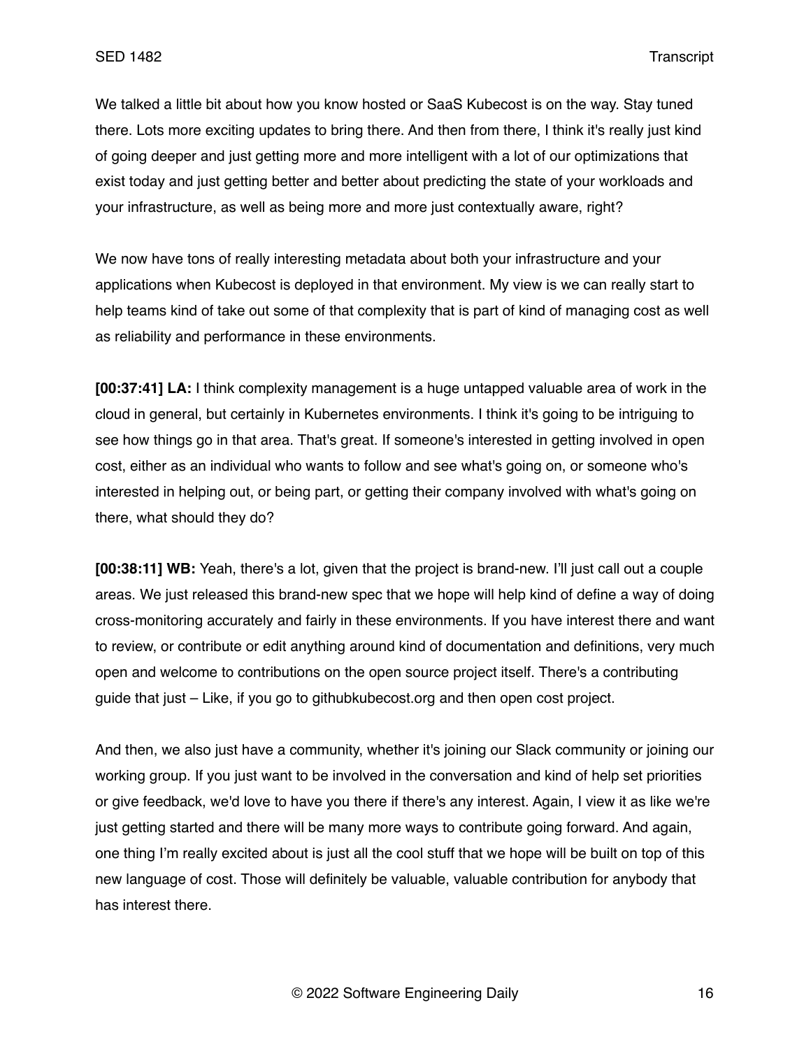We talked a little bit about how you know hosted or SaaS Kubecost is on the way. Stay tuned there. Lots more exciting updates to bring there. And then from there, I think it's really just kind of going deeper and just getting more and more intelligent with a lot of our optimizations that exist today and just getting better and better about predicting the state of your workloads and your infrastructure, as well as being more and more just contextually aware, right?

We now have tons of really interesting metadata about both your infrastructure and your applications when Kubecost is deployed in that environment. My view is we can really start to help teams kind of take out some of that complexity that is part of kind of managing cost as well as reliability and performance in these environments.

**[00:37:41] LA:** I think complexity management is a huge untapped valuable area of work in the cloud in general, but certainly in Kubernetes environments. I think it's going to be intriguing to see how things go in that area. That's great. If someone's interested in getting involved in open cost, either as an individual who wants to follow and see what's going on, or someone who's interested in helping out, or being part, or getting their company involved with what's going on there, what should they do?

**[00:38:11] WB:** Yeah, there's a lot, given that the project is brand-new. I'll just call out a couple areas. We just released this brand-new spec that we hope will help kind of define a way of doing cross-monitoring accurately and fairly in these environments. If you have interest there and want to review, or contribute or edit anything around kind of documentation and definitions, very much open and welcome to contributions on the open source project itself. There's a contributing guide that just – Like, if you go to githubkubecost.org and then open cost project.

And then, we also just have a community, whether it's joining our Slack community or joining our working group. If you just want to be involved in the conversation and kind of help set priorities or give feedback, we'd love to have you there if there's any interest. Again, I view it as like we're just getting started and there will be many more ways to contribute going forward. And again, one thing I'm really excited about is just all the cool stuff that we hope will be built on top of this new language of cost. Those will definitely be valuable, valuable contribution for anybody that has interest there.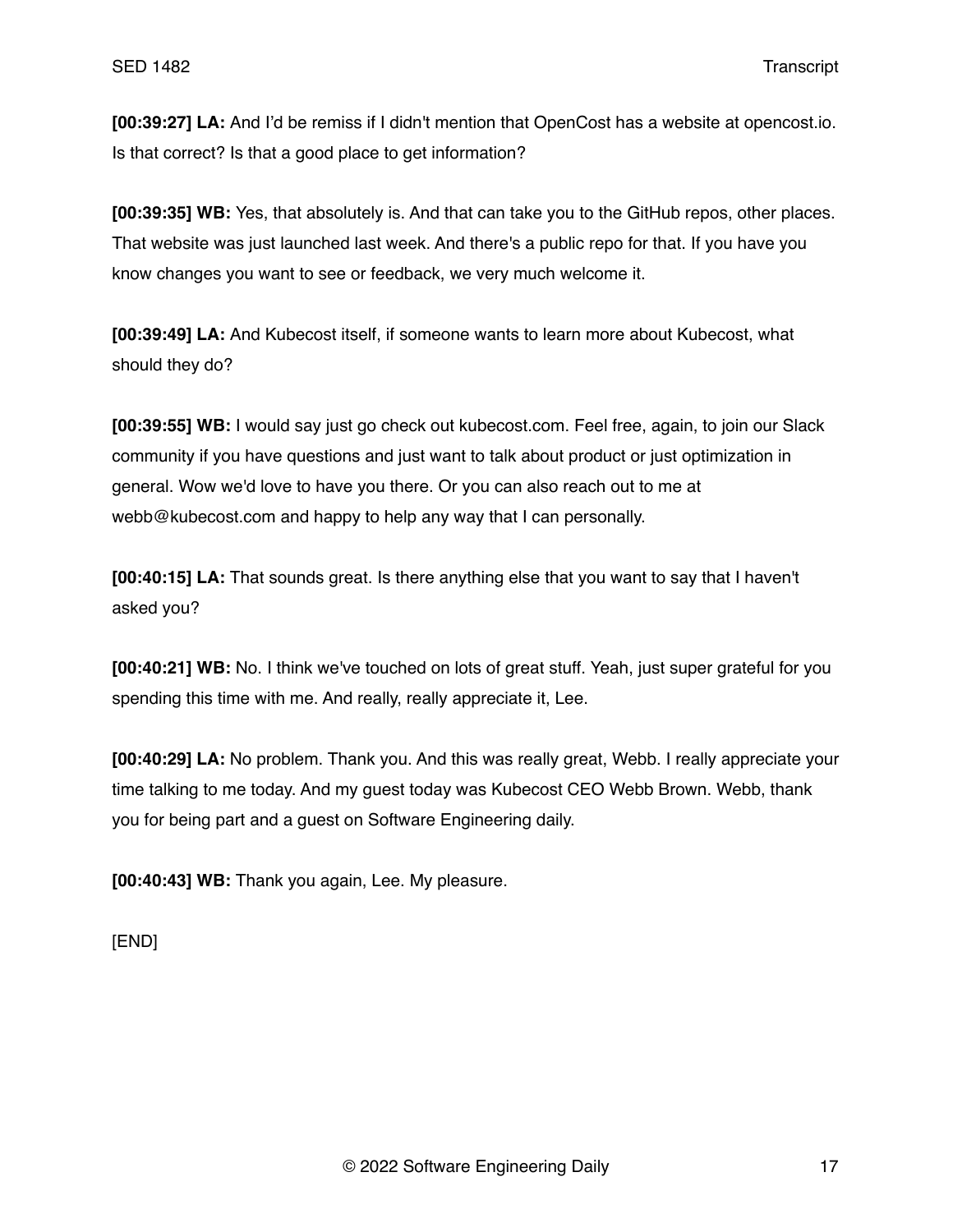**[00:39:27] LA:** And I'd be remiss if I didn't mention that OpenCost has a website at opencost.io. Is that correct? Is that a good place to get information?

**[00:39:35] WB:** Yes, that absolutely is. And that can take you to the GitHub repos, other places. That website was just launched last week. And there's a public repo for that. If you have you know changes you want to see or feedback, we very much welcome it.

**[00:39:49] LA:** And Kubecost itself, if someone wants to learn more about Kubecost, what should they do?

**[00:39:55] WB:** I would say just go check out kubecost.com. Feel free, again, to join our Slack community if you have questions and just want to talk about product or just optimization in general. Wow we'd love to have you there. Or you can also reach out to me at webb@kubecost.com and happy to help any way that I can personally.

**[00:40:15] LA:** That sounds great. Is there anything else that you want to say that I haven't asked you?

**[00:40:21] WB:** No. I think we've touched on lots of great stuff. Yeah, just super grateful for you spending this time with me. And really, really appreciate it, Lee.

**[00:40:29] LA:** No problem. Thank you. And this was really great, Webb. I really appreciate your time talking to me today. And my guest today was Kubecost CEO Webb Brown. Webb, thank you for being part and a guest on Software Engineering daily.

**[00:40:43] WB:** Thank you again, Lee. My pleasure.

[END]